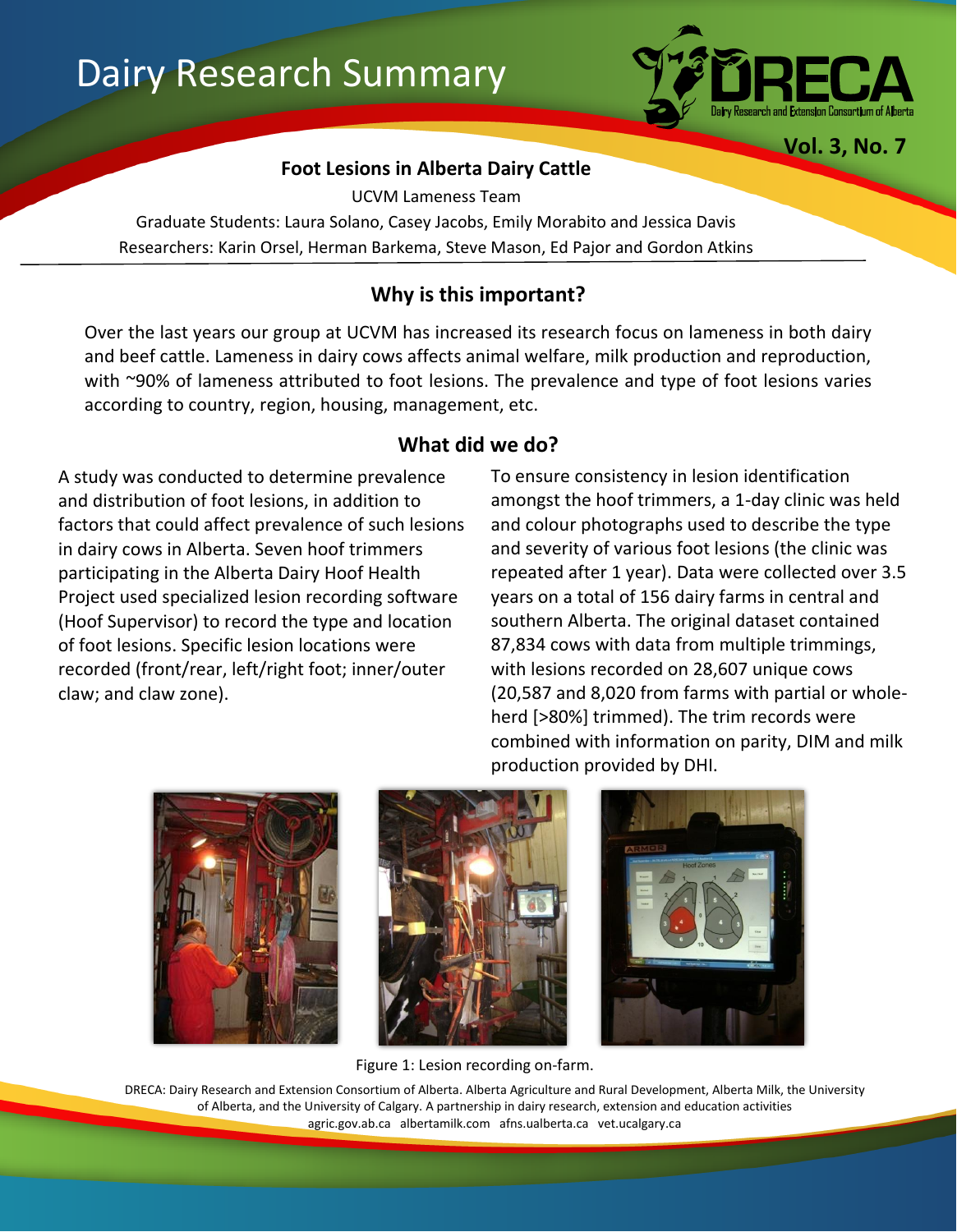# Dairy Research Summary

DRECA – Dairy Research and Extension Consortium of Alberta

Vol. 3, No. 7

## Foot Lesions in Alberta Dairy Cattle

UCVM Lameness Team

Graduate Students: Laura Solano, Casey Jacobs, Emily Morabito and Jessica Davis

Researchers: Karin Orsel, Herman Barkema, Steve Mason, Ed Pajor and Gordon Atkins

### Why is this important?

Over the last years our group at UCVM has increased its research focus on lameness in both dairy and beef cattle. Lameness in dairy cows affects animal welfare, milk production and reproduction, with ~90% of lameness attributed to foot lesions. The prevalence and type of foot lesions varies according to country, region, housing, management, etc.

### What did we do?

A study was conducted to determine prevalence and distribution of foot lesions, in addition to factors that could affect prevalence of such lesions in dairy cows in Alberta. Seven hoof trimmers participating in the Alberta Dairy Hoof Health Project used specialized lesion recording software (Hoof Supervisor) to record the type and location of foot lesions. Specific lesion locations were recorded (front/rear, left/right foot; inner/outer claw; and claw zone).

To ensure consistency in lesion identification amongst the hoof trimmers, a 1-day clinic was held and colour photographs used to describe the type and severity of various foot lesions (the clinic was repeated after 1 year). Data were collected over 3.5 years on a total of 156 dairy farms in central and southern Alberta. The original dataset contained 87,834 cows with data from multiple trimmings, with lesions recorded on 28,607 unique cows (20,587 and 8,020 from farms with partial or whole-herd [>80%] trimmed). The trim records were combined with information on parity, DIM and milk production provided by DHI.

Figure 1: Lesion recording on-farm.

DRECA: Dairy Research and Extension Consortium of Alberta. Alberta Agriculture and Rural Development, Alberta Milk, the University of Alberta, and the University of Calgary. A partnership in dairy research, extension and education activities
agric.gov.ab.ca albertamilk.com afns.ualberta.ca vet.ucalgary.ca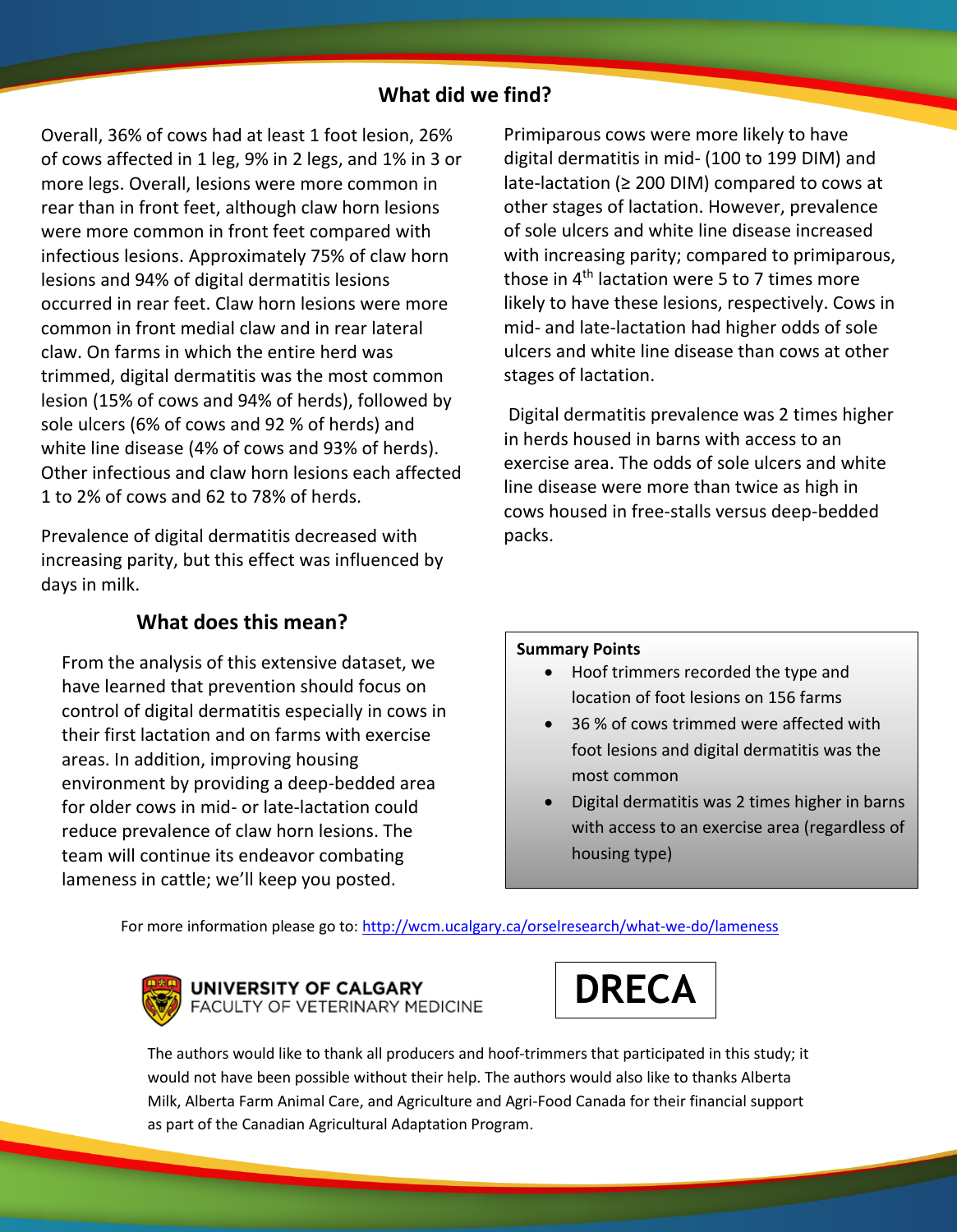## What did we find?

Overall, 36% of cows had at least 1 foot lesion, 26% of cows affected in 1 leg, 9% in 2 legs, and 1% in 3 or more legs. Overall, lesions were more common in rear than in front feet, although claw horn lesions were more common in front feet compared with infectious lesions. Approximately 75% of claw horn lesions and 94% of digital dermatitis lesions occurred in rear feet. Claw horn lesions were more common in front medial claw and in rear lateral claw. On farms in which the entire herd was trimmed, digital dermatitis was the most common lesion (15% of cows and 94% of herds), followed by sole ulcers (6% of cows and 92 % of herds) and white line disease (4% of cows and 93% of herds). Other infectious and claw horn lesions each affected 1 to 2% of cows and 62 to 78% of herds.

Prevalence of digital dermatitis decreased with increasing parity, but this effect was influenced by days in milk.

Primiparous cows were more likely to have digital dermatitis in mid- (100 to 199 DIM) and late-lactation (≥ 200 DIM) compared to cows at other stages of lactation. However, prevalence of sole ulcers and white line disease increased with increasing parity; compared to primiparous, those in 4th lactation were 5 to 7 times more likely to have these lesions, respectively. Cows in mid- and late-lactation had higher odds of sole ulcers and white line disease than cows at other stages of lactation.

Digital dermatitis prevalence was 2 times higher in herds housed in barns with access to an exercise area. The odds of sole ulcers and white line disease were more than twice as high in cows housed in free-stalls versus deep-bedded packs.

## What does this mean?

From the analysis of this extensive dataset, we have learned that prevention should focus on control of digital dermatitis especially in cows in their first lactation and on farms with exercise areas. In addition, improving housing environment by providing a deep-bedded area for older cows in mid- or late-lactation could reduce prevalence of claw horn lesions. The team will continue its endeavor combating lameness in cattle; we'll keep you posted.

**Summary Points**

- Hoof trimmers recorded the type and location of foot lesions on 156 farms
- 36 % of cows trimmed were affected with foot lesions and digital dermatitis was the most common
- Digital dermatitis was 2 times higher in barns with access to an exercise area (regardless of housing type)

For more information please go to: http://wcm.ucalgary.ca/orselresearch/what-we-do/lameness

UNIVERSITY OF CALGARY
FACULTY OF VETERINARY MEDICINE

DRECA

The authors would like to thank all producers and hoof-trimmers that participated in this study; it would not have been possible without their help. The authors would also like to thanks Alberta Milk, Alberta Farm Animal Care, and Agriculture and Agri-Food Canada for their financial support as part of the Canadian Agricultural Adaptation Program.